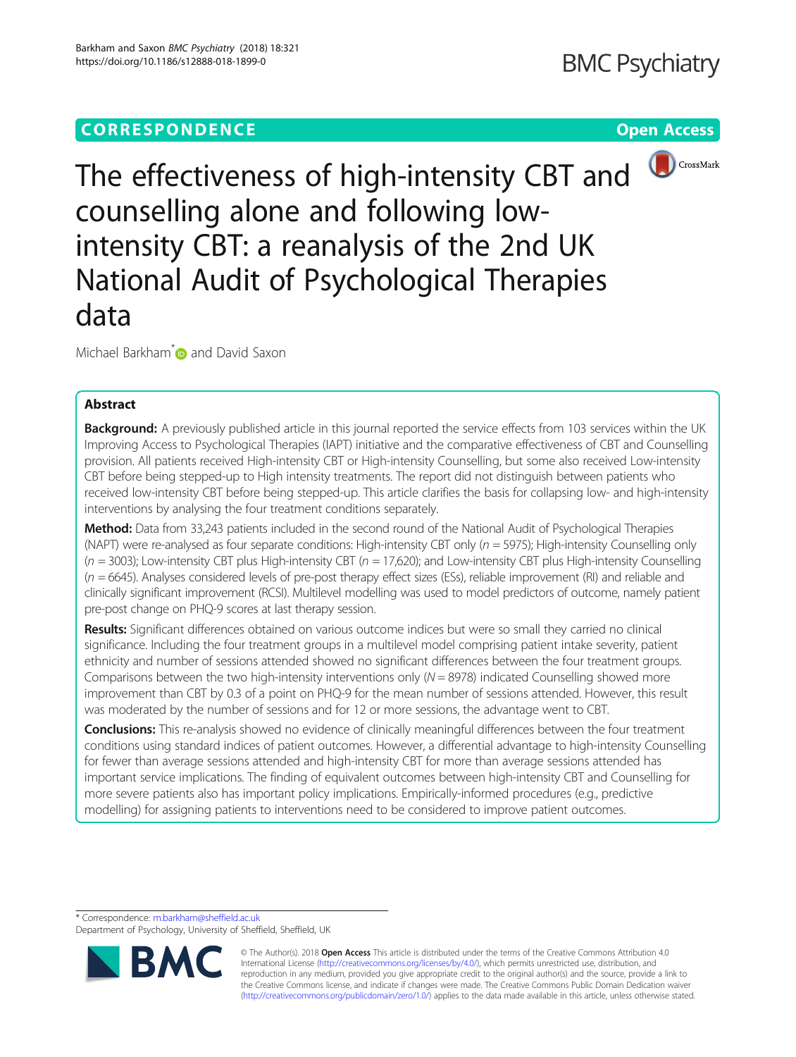CORRESPONDENCE

Open Access

# The effectiveness of high-intensity CBT and counselling alone and following low-intensity CBT: a reanalysis of the 2nd UK National Audit of Psychological Therapies data

Michael Barkham* and David Saxon

## Abstract

**Background:** A previously published article in this journal reported the service effects from 103 services within the UK Improving Access to Psychological Therapies (IAPT) initiative and the comparative effectiveness of CBT and Counselling provision. All patients received High-intensity CBT or High-intensity Counselling, but some also received Low-intensity CBT before being stepped-up to High intensity treatments. The report did not distinguish between patients who received low-intensity CBT before being stepped-up. This article clarifies the basis for collapsing low- and high-intensity interventions by analysing the four treatment conditions separately.

**Method:** Data from 33,243 patients included in the second round of the National Audit of Psychological Therapies (NAPT) were re-analysed as four separate conditions: High-intensity CBT only (*n* = 5975); High-intensity Counselling only (*n* = 3003); Low-intensity CBT plus High-intensity CBT (*n* = 17,620); and Low-intensity CBT plus High-intensity Counselling (*n* = 6645). Analyses considered levels of pre-post therapy effect sizes (ESs), reliable improvement (RI) and reliable and clinically significant improvement (RCSI). Multilevel modelling was used to model predictors of outcome, namely patient pre-post change on PHQ-9 scores at last therapy session.

**Results:** Significant differences obtained on various outcome indices but were so small they carried no clinical significance. Including the four treatment groups in a multilevel model comprising patient intake severity, patient ethnicity and number of sessions attended showed no significant differences between the four treatment groups. Comparisons between the two high-intensity interventions only (*N* = 8978) indicated Counselling showed more improvement than CBT by 0.3 of a point on PHQ-9 for the mean number of sessions attended. However, this result was moderated by the number of sessions and for 12 or more sessions, the advantage went to CBT.

**Conclusions:** This re-analysis showed no evidence of clinically meaningful differences between the four treatment conditions using standard indices of patient outcomes. However, a differential advantage to high-intensity Counselling for fewer than average sessions attended and high-intensity CBT for more than average sessions attended has important service implications. The finding of equivalent outcomes between high-intensity CBT and Counselling for more severe patients also has important policy implications. Empirically-informed procedures (e.g., predictive modelling) for assigning patients to interventions need to be considered to improve patient outcomes.

\* Correspondence: m.barkham@sheffield.ac.uk
Department of Psychology, University of Sheffield, Sheffield, UK

© The Author(s). 2018 **Open Access** This article is distributed under the terms of the Creative Commons Attribution 4.0 International License (http://creativecommons.org/licenses/by/4.0/), which permits unrestricted use, distribution, and reproduction in any medium, provided you give appropriate credit to the original author(s) and the source, provide a link to the Creative Commons license, and indicate if changes were made. The Creative Commons Public Domain Dedication waiver (http://creativecommons.org/publicdomain/zero/1.0/) applies to the data made available in this article, unless otherwise stated.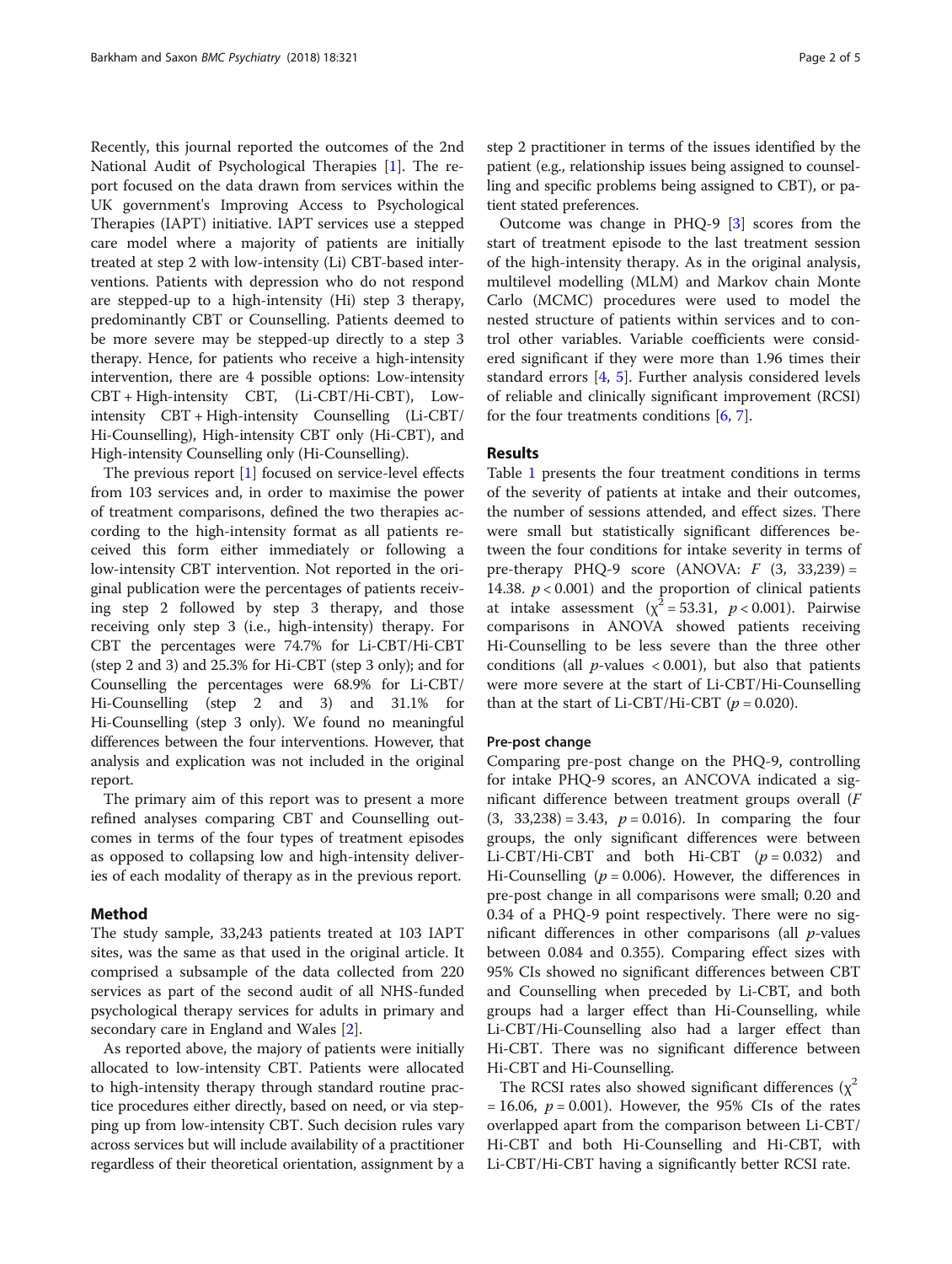Recently, this journal reported the outcomes of the 2nd National Audit of Psychological Therapies [1]. The report focused on the data drawn from services within the UK government's Improving Access to Psychological Therapies (IAPT) initiative. IAPT services use a stepped care model where a majority of patients are initially treated at step 2 with low-intensity (Li) CBT-based interventions. Patients with depression who do not respond are stepped-up to a high-intensity (Hi) step 3 therapy, predominantly CBT or Counselling. Patients deemed to be more severe may be stepped-up directly to a step 3 therapy. Hence, for patients who receive a high-intensity intervention, there are 4 possible options: Low-intensity CBT + High-intensity CBT, (Li-CBT/Hi-CBT), Low-intensity CBT + High-intensity Counselling (Li-CBT/Hi-Counselling), High-intensity CBT only (Hi-CBT), and High-intensity Counselling only (Hi-Counselling).

The previous report [1] focused on service-level effects from 103 services and, in order to maximise the power of treatment comparisons, defined the two therapies according to the high-intensity format as all patients received this form either immediately or following a low-intensity CBT intervention. Not reported in the original publication were the percentages of patients receiving step 2 followed by step 3 therapy, and those receiving only step 3 (i.e., high-intensity) therapy. For CBT the percentages were 74.7% for Li-CBT/Hi-CBT (step 2 and 3) and 25.3% for Hi-CBT (step 3 only); and for Counselling the percentages were 68.9% for Li-CBT/Hi-Counselling (step 2 and 3) and 31.1% for Hi-Counselling (step 3 only). We found no meaningful differences between the four interventions. However, that analysis and explication was not included in the original report.

The primary aim of this report was to present a more refined analyses comparing CBT and Counselling outcomes in terms of the four types of treatment episodes as opposed to collapsing low and high-intensity deliveries of each modality of therapy as in the previous report.

## Method

The study sample, 33,243 patients treated at 103 IAPT sites, was the same as that used in the original article. It comprised a subsample of the data collected from 220 services as part of the second audit of all NHS-funded psychological therapy services for adults in primary and secondary care in England and Wales [2].

As reported above, the majority of patients were initially allocated to low-intensity CBT. Patients were allocated to high-intensity therapy through standard routine practice procedures either directly, based on need, or via stepping up from low-intensity CBT. Such decision rules vary across services but will include availability of a practitioner regardless of their theoretical orientation, assignment by a step 2 practitioner in terms of the issues identified by the patient (e.g., relationship issues being assigned to counselling and specific problems being assigned to CBT), or patient stated preferences.

Outcome was change in PHQ-9 [3] scores from the start of treatment episode to the last treatment session of the high-intensity therapy. As in the original analysis, multilevel modelling (MLM) and Markov chain Monte Carlo (MCMC) procedures were used to model the nested structure of patients within services and to control other variables. Variable coefficients were considered significant if they were more than 1.96 times their standard errors [4, 5]. Further analysis considered levels of reliable and clinically significant improvement (RCSI) for the four treatments conditions [6, 7].

## Results

Table 1 presents the four treatment conditions in terms of the severity of patients at intake and their outcomes, the number of sessions attended, and effect sizes. There were small but statistically significant differences between the four conditions for intake severity in terms of pre-therapy PHQ-9 score (ANOVA: $F$ (3, 33,239) = 14.38. $p < 0.001$) and the proportion of clinical patients at intake assessment ($\chi^2 = 53.31$, $p < 0.001$). Pairwise comparisons in ANOVA showed patients receiving Hi-Counselling to be less severe than the three other conditions (all $p$-values $< 0.001$), but also that patients were more severe at the start of Li-CBT/Hi-Counselling than at the start of Li-CBT/Hi-CBT ($p = 0.020$).

### Pre-post change

Comparing pre-post change on the PHQ-9, controlling for intake PHQ-9 scores, an ANCOVA indicated a significant difference between treatment groups overall ($F$ (3, 33,238) = 3.43, $p = 0.016$). In comparing the four groups, the only significant differences were between Li-CBT/Hi-CBT and both Hi-CBT ($p = 0.032$) and Hi-Counselling ($p = 0.006$). However, the differences in pre-post change in all comparisons were small; 0.20 and 0.34 of a PHQ-9 point respectively. There were no significant differences in other comparisons (all $p$-values between 0.084 and 0.355). Comparing effect sizes with 95% CIs showed no significant differences between CBT and Counselling when preceded by Li-CBT, and both groups had a larger effect than Hi-Counselling, while Li-CBT/Hi-Counselling also had a larger effect than Hi-CBT. There was no significant difference between Hi-CBT and Hi-Counselling.

The RCSI rates also showed significant differences ($\chi^2 = 16.06$, $p = 0.001$). However, the 95% CIs of the rates overlapped apart from the comparison between Li-CBT/Hi-CBT and both Hi-Counselling and Hi-CBT, with Li-CBT/Hi-CBT having a significantly better RCSI rate.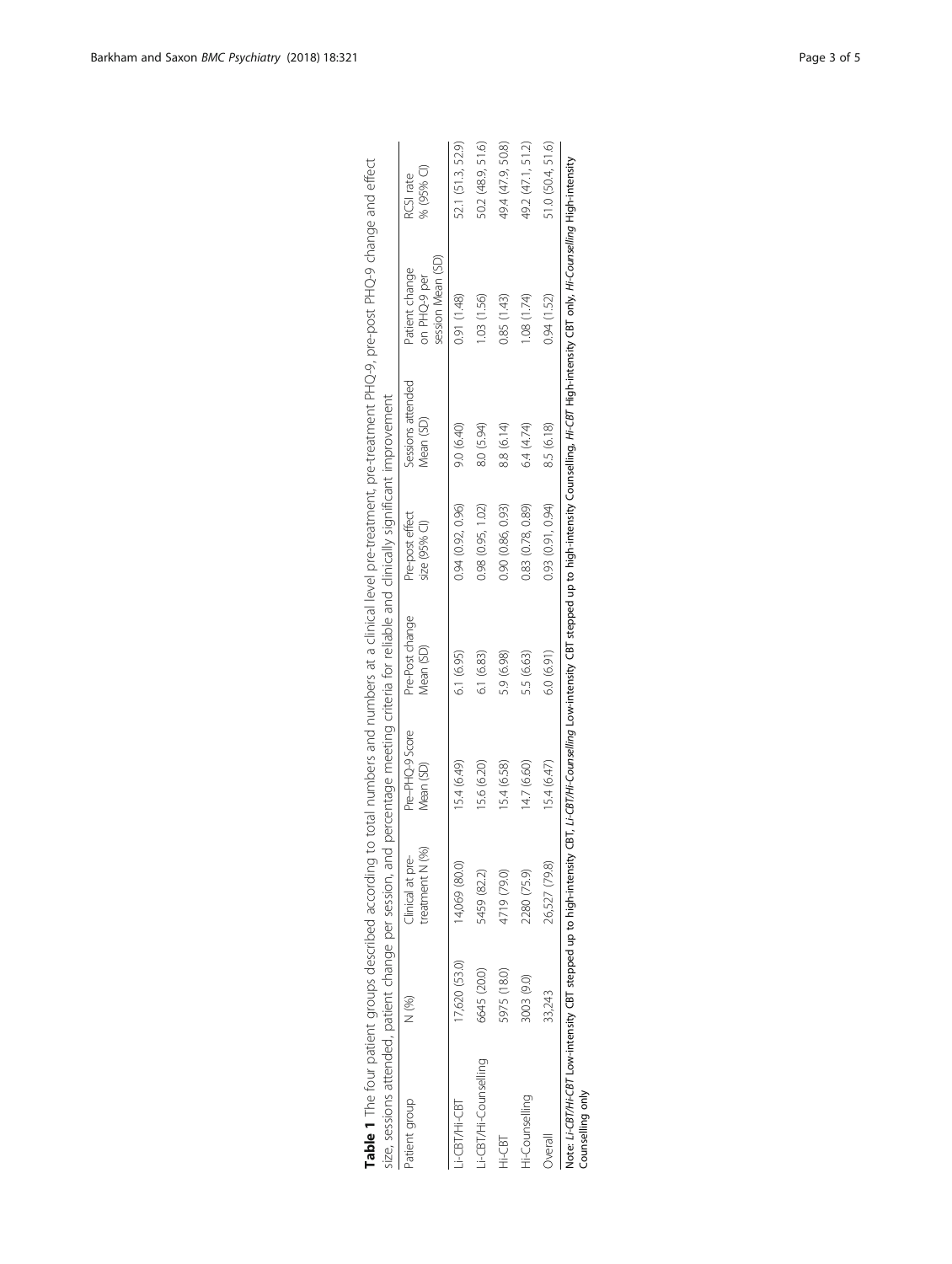**Table 1** The four patient groups described according to total numbers and numbers at a clinical level pre-treatment, pre-treatment PHQ-9, pre-post PHQ-9 change and effect size, sessions attended, patient change per session, and percentage meeting criteria for reliable and clinically significant improvement

| Patient group | N (%) | Clinical at pre-treatment N (%) | Pre–PHQ-9 Score Mean (SD) | Pre-Post change Mean (SD) | Pre-post effect size (95% CI) | Sessions attended Mean (SD) | Patient change on PHQ-9 per session Mean (SD) | RCSI rate % (95% CI) |
|---|---|---|---|---|---|---|---|---|
| Li-CBT/Hi-CBT | 17,620 (53.0) | 14,069 (80.0) | 15.4 (6.49) | 6.1 (6.95) | 0.94 (0.92, 0.96) | 9.0 (6.40) | 0.91 (1.48) | 52.1 (51.3, 52.9) |
| Li-CBT/Hi-Counselling | 6645 (20.0) | 5459 (82.2) | 15.6 (6.20) | 6.1 (6.83) | 0.98 (0.95, 1.02) | 8.0 (5.94) | 1.03 (1.56) | 50.2 (48.9, 51.6) |
| Hi-CBT | 5975 (18.0) | 4719 (79.0) | 15.4 (6.58) | 5.9 (6.98) | 0.90 (0.86, 0.93) | 8.8 (6.14) | 0.85 (1.43) | 49.4 (47.9, 50.8) |
| Hi-Counselling | 3003 (9.0) | 2280 (75.9) | 14.7 (6.60) | 5.5 (6.63) | 0.83 (0.78, 0.89) | 6.4 (4.74) | 1.08 (1.74) | 49.2 (47.1, 51.2) |
| Overall | 33,243 | 26,527 (79.8) | 15.4 (6.47) | 6.0 (6.91) | 0.93 (0.91, 0.94) | 8.5 (6.18) | 0.94 (1.52) | 51.0 (50.4, 51.6) |

Note: *Li-CBT/Hi-CBT* Low-intensity CBT stepped up to high-intensity CBT, *Li-CBT/Hi-Counselling* Low-intensity CBT stepped up to high-intensity Counselling, *Hi-CBT* High-intensity CBT only, *Hi-Counselling* High-intensity Counselling only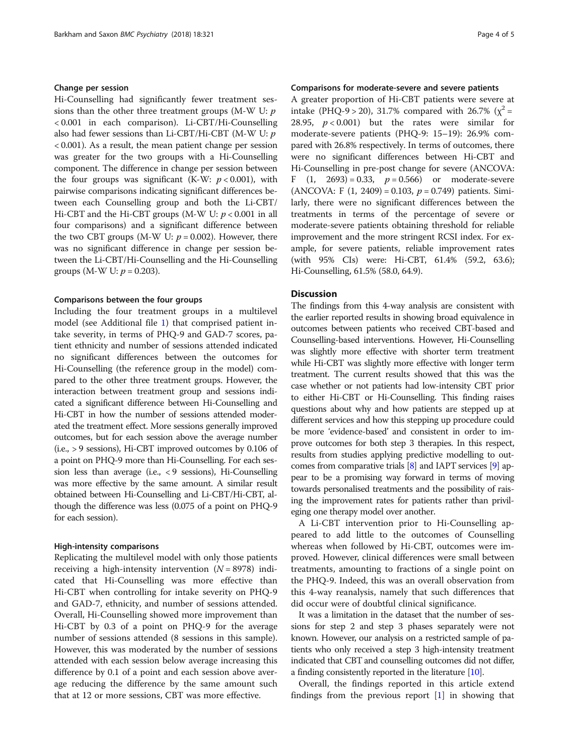### Change per session

Hi-Counselling had significantly fewer treatment sessions than the other three treatment groups (M-W U: $p < 0.001$ in each comparison). Li-CBT/Hi-Counselling also had fewer sessions than Li-CBT/Hi-CBT (M-W U: $p < 0.001$). As a result, the mean patient change per session was greater for the two groups with a Hi-Counselling component. The difference in change per session between the four groups was significant (K-W: $p < 0.001$), with pairwise comparisons indicating significant differences between each Counselling group and both the Li-CBT/Hi-CBT and the Hi-CBT groups (M-W U: $p < 0.001$ in all four comparisons) and a significant difference between the two CBT groups (M-W U: $p = 0.002$). However, there was no significant difference in change per session between the Li-CBT/Hi-Counselling and the Hi-Counselling groups (M-W U: $p = 0.203$).

### Comparisons between the four groups

Including the four treatment groups in a multilevel model (see Additional file 1) that comprised patient intake severity, in terms of PHQ-9 and GAD-7 scores, patient ethnicity and number of sessions attended indicated no significant differences between the outcomes for Hi-Counselling (the reference group in the model) compared to the other three treatment groups. However, the interaction between treatment group and sessions indicated a significant difference between Hi-Counselling and Hi-CBT in how the number of sessions attended moderated the treatment effect. More sessions generally improved outcomes, but for each session above the average number (i.e., > 9 sessions), Hi-CBT improved outcomes by 0.106 of a point on PHQ-9 more than Hi-Counselling. For each session less than average (i.e., < 9 sessions), Hi-Counselling was more effective by the same amount. A similar result obtained between Hi-Counselling and Li-CBT/Hi-CBT, although the difference was less (0.075 of a point on PHQ-9 for each session).

### High-intensity comparisons

Replicating the multilevel model with only those patients receiving a high-intensity intervention ($N = 8978$) indicated that Hi-Counselling was more effective than Hi-CBT when controlling for intake severity on PHQ-9 and GAD-7, ethnicity, and number of sessions attended. Overall, Hi-Counselling showed more improvement than Hi-CBT by 0.3 of a point on PHQ-9 for the average number of sessions attended (8 sessions in this sample). However, this was moderated by the number of sessions attended with each session below average increasing this difference by 0.1 of a point and each session above average reducing the difference by the same amount such that at 12 or more sessions, CBT was more effective.

### Comparisons for moderate-severe and severe patients

A greater proportion of Hi-CBT patients were severe at intake (PHQ-9 > 20), 31.7% compared with 26.7% ($\chi^2 = 28.95$, $p < 0.001$) but the rates were similar for moderate-severe patients (PHQ-9: 15–19): 26.9% compared with 26.8% respectively. In terms of outcomes, there were no significant differences between Hi-CBT and Hi-Counselling in pre-post change for severe (ANCOVA: $F(1, 2693) = 0.33$, $p = 0.566$) or moderate-severe (ANCOVA: $F(1, 2409) = 0.103$, $p = 0.749$) patients. Similarly, there were no significant differences between the treatments in terms of the percentage of severe or moderate-severe patients obtaining threshold for reliable improvement and the more stringent RCSI index. For example, for severe patients, reliable improvement rates (with 95% CIs) were: Hi-CBT, 61.4% (59.2, 63.6); Hi-Counselling, 61.5% (58.0, 64.9).

## Discussion

The findings from this 4-way analysis are consistent with the earlier reported results in showing broad equivalence in outcomes between patients who received CBT-based and Counselling-based interventions. However, Hi-Counselling was slightly more effective with shorter term treatment while Hi-CBT was slightly more effective with longer term treatment. The current results showed that this was the case whether or not patients had low-intensity CBT prior to either Hi-CBT or Hi-Counselling. This finding raises questions about why and how patients are stepped up at different services and how this stepping up procedure could be more 'evidence-based' and consistent in order to improve outcomes for both step 3 therapies. In this respect, results from studies applying predictive modelling to outcomes from comparative trials [8] and IAPT services [9] appear to be a promising way forward in terms of moving towards personalised treatments and the possibility of raising the improvement rates for patients rather than privileging one therapy model over another.

A Li-CBT intervention prior to Hi-Counselling appeared to add little to the outcomes of Counselling whereas when followed by Hi-CBT, outcomes were improved. However, clinical differences were small between treatments, amounting to fractions of a single point on the PHQ-9. Indeed, this was an overall observation from this 4-way reanalysis, namely that such differences that did occur were of doubtful clinical significance.

It was a limitation in the dataset that the number of sessions for step 2 and step 3 phases separately were not known. However, our analysis on a restricted sample of patients who only received a step 3 high-intensity treatment indicated that CBT and counselling outcomes did not differ, a finding consistently reported in the literature [10].

Overall, the findings reported in this article extend findings from the previous report [1] in showing that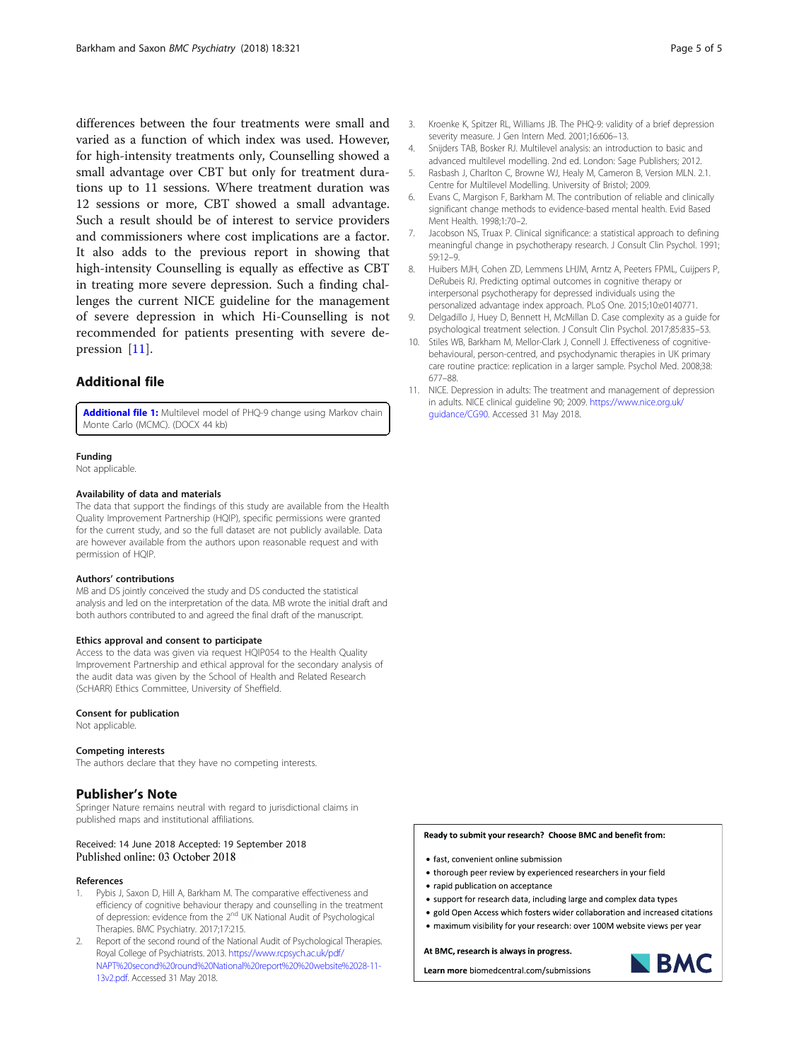differences between the four treatments were small and varied as a function of which index was used. However, for high-intensity treatments only, Counselling showed a small advantage over CBT but only for treatment durations up to 11 sessions. Where treatment duration was 12 sessions or more, CBT showed a small advantage. Such a result should be of interest to service providers and commissioners where cost implications are a factor. It also adds to the previous report in showing that high-intensity Counselling is equally as effective as CBT in treating more severe depression. Such a finding challenges the current NICE guideline for the management of severe depression in which Hi-Counselling is not recommended for patients presenting with severe depression [11].

## Additional file

**Additional file 1:** Multilevel model of PHQ-9 change using Markov chain Monte Carlo (MCMC). (DOCX 44 kb)

#### Funding

Not applicable.

#### Availability of data and materials

The data that support the findings of this study are available from the Health Quality Improvement Partnership (HQIP), specific permissions were granted for the current study, and so the full dataset are not publicly available. Data are however available from the authors upon reasonable request and with permission of HQIP.

#### Authors' contributions

MB and DS jointly conceived the study and DS conducted the statistical analysis and led on the interpretation of the data. MB wrote the initial draft and both authors contributed to and agreed the final draft of the manuscript.

#### Ethics approval and consent to participate

Access to the data was given via request HQIP054 to the Health Quality Improvement Partnership and ethical approval for the secondary analysis of the audit data was given by the School of Health and Related Research (ScHARR) Ethics Committee, University of Sheffield.

#### Consent for publication

Not applicable.

#### Competing interests

The authors declare that they have no competing interests.

## Publisher's Note

Springer Nature remains neutral with regard to jurisdictional claims in published maps and institutional affiliations.

Received: 14 June 2018 Accepted: 19 September 2018
Published online: 03 October 2018

#### References

1. Pybis J, Saxon D, Hill A, Barkham M. The comparative effectiveness and efficiency of cognitive behaviour therapy and counselling in the treatment of depression: evidence from the 2nd UK National Audit of Psychological Therapies. BMC Psychiatry. 2017;17:215.
2. Report of the second round of the National Audit of Psychological Therapies. Royal College of Psychiatrists. 2013. https://www.rcpsych.ac.uk/pdf/NAPT%20second%20round%20National%20report%20%20website%2028-11-13v2.pdf. Accessed 31 May 2018.
3. Kroenke K, Spitzer RL, Williams JB. The PHQ-9: validity of a brief depression severity measure. J Gen Intern Med. 2001;16:606–13.
4. Snijders TAB, Bosker RJ. Multilevel analysis: an introduction to basic and advanced multilevel modelling. 2nd ed. London: Sage Publishers; 2012.
5. Rasbash J, Charlton C, Browne WJ, Healy M, Cameron B, Version MLN. 2.1. Centre for Multilevel Modelling. University of Bristol; 2009.
6. Evans C, Margison F, Barkham M. The contribution of reliable and clinically significant change methods to evidence-based mental health. Evid Based Ment Health. 1998;1:70–2.
7. Jacobson NS, Truax P. Clinical significance: a statistical approach to defining meaningful change in psychotherapy research. J Consult Clin Psychol. 1991; 59:12–9.
8. Huibers MJH, Cohen ZD, Lemmens LHJM, Arntz A, Peeters FPML, Cuijpers P, DeRubeis RJ. Predicting optimal outcomes in cognitive therapy or interpersonal psychotherapy for depressed individuals using the personalized advantage index approach. PLoS One. 2015;10:e0140771.
9. Delgadillo J, Huey D, Bennett H, McMillan D. Case complexity as a guide for psychological treatment selection. J Consult Clin Psychol. 2017;85:835–53.
10. Stiles WB, Barkham M, Mellor-Clark J, Connell J. Effectiveness of cognitive-behavioural, person-centred, and psychodynamic therapies in UK primary care routine practice: replication in a larger sample. Psychol Med. 2008;38: 677–88.
11. NICE. Depression in adults: The treatment and management of depression in adults. NICE clinical guideline 90; 2009. https://www.nice.org.uk/guidance/CG90. Accessed 31 May 2018.